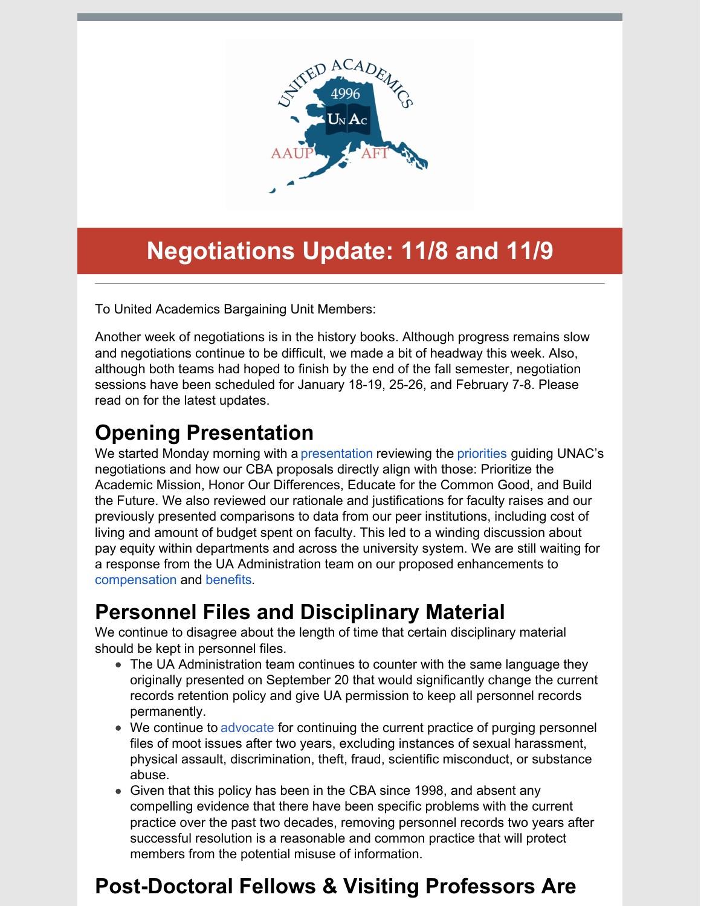# Negotiations Update: 11/8 and 11/9

To United Academics Bargaining Unit Members:

Another week of negotiations is in the history books. Although progress remains slow and negotiations continue to be difficult, we made a bit of headway this week. Also, although both teams had hoped to finish by the end of the fall semester, negotiation sessions have been scheduled for January 18-19, 25-26, and February 7-8. Please read on for the latest updates.

## Opening Presentation

We started Monday morning with a presentation reviewing the priorities guiding UNAC's negotiations and how our CBA proposals directly align with those: Prioritize the Academic Mission, Honor Our Differences, Educate for the Common Good, and Build the Future. We also reviewed our rationale and justifications for faculty raises and our previously presented comparisons to data from our peer institutions, including cost of living and amount of budget spent on faculty. This led to a winding discussion about pay equity within departments and across the university system. We are still waiting for a response from the UA Administration team on our proposed enhancements to compensation and benefits.

## Personnel Files and Disciplinary Material

We continue to disagree about the length of time that certain disciplinary material should be kept in personnel files.

- The UA Administration team continues to counter with the same language they originally presented on September 20 that would significantly change the current records retention policy and give UA permission to keep all personnel records permanently.
- We continue to advocate for continuing the current practice of purging personnel files of moot issues after two years, excluding instances of sexual harassment, physical assault, discrimination, theft, fraud, scientific misconduct, or substance abuse.
- Given that this policy has been in the CBA since 1998, and absent any compelling evidence that there have been specific problems with the current practice over the past two decades, removing personnel records two years after successful resolution is a reasonable and common practice that will protect members from the potential misuse of information.

## Post-Doctoral Fellows & Visiting Professors Are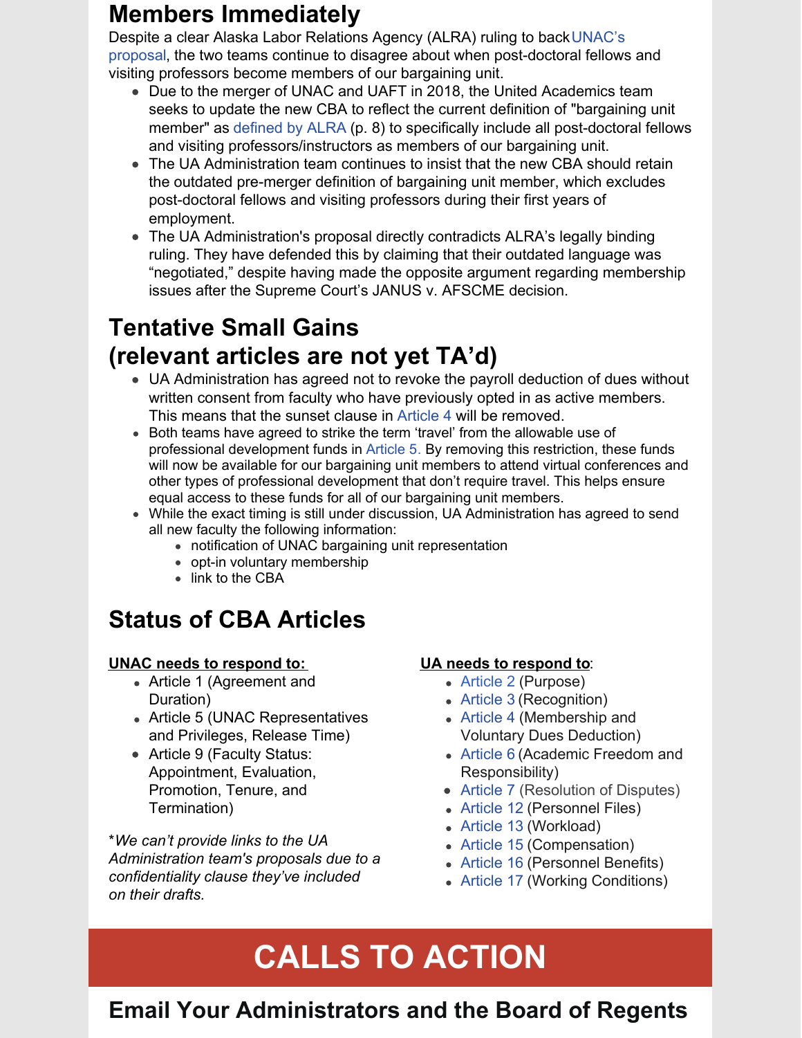## Members Immediately

Despite a clear Alaska Labor Relations Agency (ALRA) ruling to back UNAC's proposal, the two teams continue to disagree about when post-doctoral fellows and visiting professors become members of our bargaining unit.

- Due to the merger of UNAC and UAFT in 2018, the United Academics team seeks to update the new CBA to reflect the current definition of "bargaining unit member" as defined by ALRA (p. 8) to specifically include all post-doctoral fellows and visiting professors/instructors as members of our bargaining unit.
- The UA Administration team continues to insist that the new CBA should retain the outdated pre-merger definition of bargaining unit member, which excludes post-doctoral fellows and visiting professors during their first years of employment.
- The UA Administration's proposal directly contradicts ALRA's legally binding ruling. They have defended this by claiming that their outdated language was "negotiated," despite having made the opposite argument regarding membership issues after the Supreme Court's JANUS v. AFSCME decision.

## Tentative Small Gains (relevant articles are not yet TA'd)

- UA Administration has agreed not to revoke the payroll deduction of dues without written consent from faculty who have previously opted in as active members. This means that the sunset clause in Article 4 will be removed.
- Both teams have agreed to strike the term 'travel' from the allowable use of professional development funds in Article 5. By removing this restriction, these funds will now be available for our bargaining unit members to attend virtual conferences and other types of professional development that don't require travel. This helps ensure equal access to these funds for all of our bargaining unit members.
- While the exact timing is still under discussion, UA Administration has agreed to send all new faculty the following information:
  - notification of UNAC bargaining unit representation
  - opt-in voluntary membership
  - link to the CBA

## Status of CBA Articles

**UNAC needs to respond to:**

- Article 1 (Agreement and Duration)
- Article 5 (UNAC Representatives and Privileges, Release Time)
- Article 9 (Faculty Status: Appointment, Evaluation, Promotion, Tenure, and Termination)

**We can't provide links to the UA Administration team's proposals due to a confidentiality clause they've included on their drafts.*

**UA needs to respond to**:

- Article 2 (Purpose)
- Article 3 (Recognition)
- Article 4 (Membership and Voluntary Dues Deduction)
- Article 6 (Academic Freedom and Responsibility)
- Article 7 (Resolution of Disputes)
- Article 12 (Personnel Files)
- Article 13 (Workload)
- Article 15 (Compensation)
- Article 16 (Personnel Benefits)
- Article 17 (Working Conditions)

# CALLS TO ACTION

## Email Your Administrators and the Board of Regents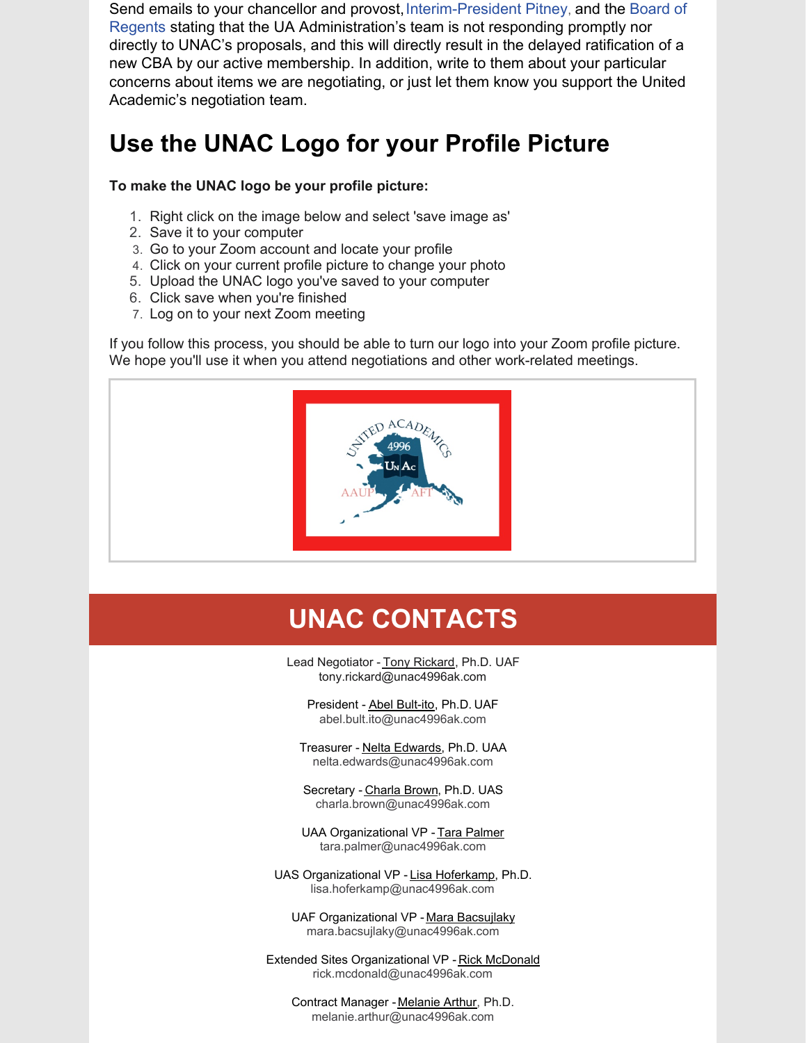Send emails to your chancellor and provost, Interim-President Pitney, and the Board of Regents stating that the UA Administration's team is not responding promptly nor directly to UNAC's proposals, and this will directly result in the delayed ratification of a new CBA by our active membership. In addition, write to them about your particular concerns about items we are negotiating, or just let them know you support the United Academic's negotiation team.

## Use the UNAC Logo for your Profile Picture

**To make the UNAC logo be your profile picture:**

1. Right click on the image below and select 'save image as'
2. Save it to your computer
3. Go to your Zoom account and locate your profile
4. Click on your current profile picture to change your photo
5. Upload the UNAC logo you've saved to your computer
6. Click save when you're finished
7. Log on to your next Zoom meeting

If you follow this process, you should be able to turn our logo into your Zoom profile picture. We hope you'll use it when you attend negotiations and other work-related meetings.

## UNAC CONTACTS

Lead Negotiator - Tony Rickard, Ph.D. UAF
tony.rickard@unac4996ak.com

President - Abel Bult-ito, Ph.D. UAF
abel.bult.ito@unac4996ak.com

Treasurer - Nelta Edwards, Ph.D. UAA
nelta.edwards@unac4996ak.com

Secretary - Charla Brown, Ph.D. UAS
charla.brown@unac4996ak.com

UAA Organizational VP - Tara Palmer
tara.palmer@unac4996ak.com

UAS Organizational VP - Lisa Hoferkamp, Ph.D.
lisa.hoferkamp@unac4996ak.com

UAF Organizational VP - Mara Bacsujlaky
mara.bacsujlaky@unac4996ak.com

Extended Sites Organizational VP - Rick McDonald
rick.mcdonald@unac4996ak.com

Contract Manager - Melanie Arthur, Ph.D.
melanie.arthur@unac4996ak.com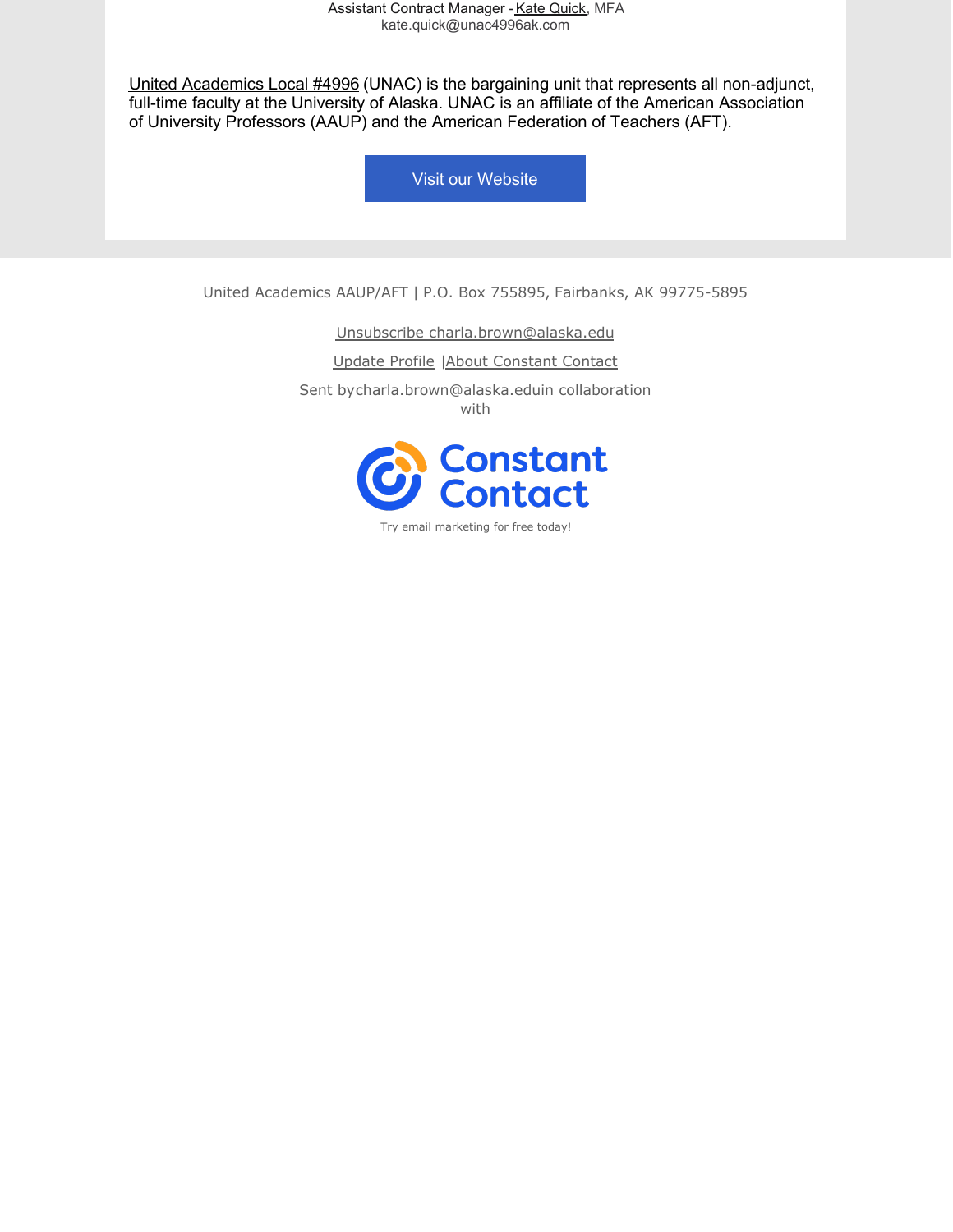Assistant Contract Manager - Kate Quick, MFA
kate.quick@unac4996ak.com

United Academics Local #4996 (UNAC) is the bargaining unit that represents all non-adjunct, full-time faculty at the University of Alaska. UNAC is an affiliate of the American Association of University Professors (AAUP) and the American Federation of Teachers (AFT).

Visit our Website

United Academics AAUP/AFT | P.O. Box 755895, Fairbanks, AK 99775-5895

Unsubscribe charla.brown@alaska.edu

Update Profile | About Constant Contact

Sent by charla.brown@alaska.edu in collaboration with

Constant Contact

Try email marketing for free today!